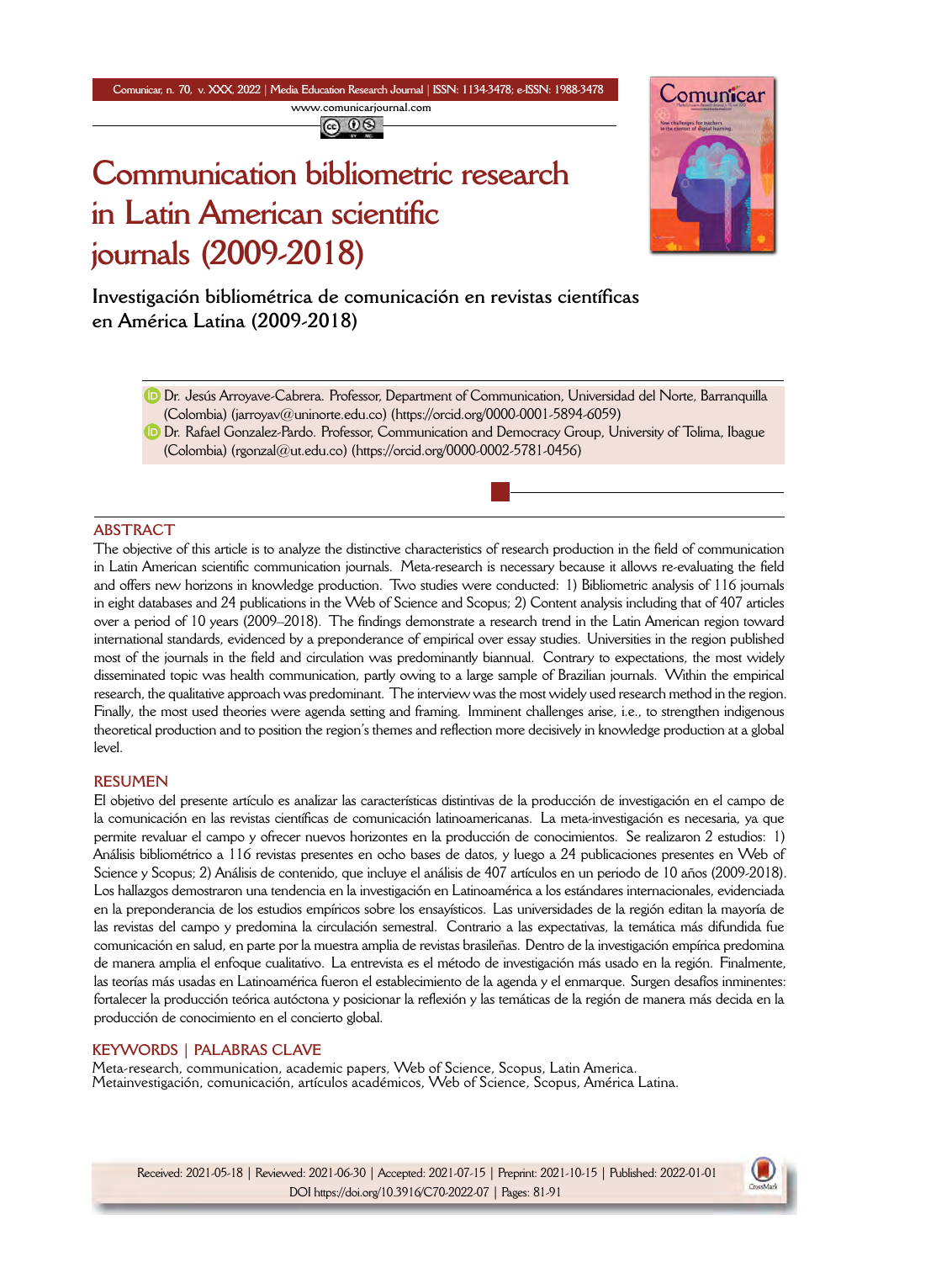# Communication bibliometric research in Latin American scientific journals (2009-2018)

## Investigación bibliométrica de comunicación en revistas científicas en América Latina (2009-2018)

Dr. Jesús Arroyave-Cabrera. Professor, Department of Communication, Universidad del Norte, Barranquilla (Colombia) (jarroyav@uninorte.edu.co) (https://orcid.org/0000-0001-5894-6059)

Dr. Rafael Gonzalez-Pardo. Professor, Communication and Democracy Group, University of Tolima, Ibague (Colombia) (rgonzal@ut.edu.co) (https://orcid.org/0000-0002-5781-0456)

## ABSTRACT

The objective of this article is to analyze the distinctive characteristics of research production in the field of communication in Latin American scientific communication journals. Meta-research is necessary because it allows re-evaluating the field and offers new horizons in knowledge production. Two studies were conducted: 1) Bibliometric analysis of 116 journals in eight databases and 24 publications in the Web of Science and Scopus; 2) Content analysis including that of 407 articles over a period of 10 years (2009–2018). The findings demonstrate a research trend in the Latin American region toward international standards, evidenced by a preponderance of empirical over essay studies. Universities in the region published most of the journals in the field and circulation was predominantly biannual. Contrary to expectations, the most widely disseminated topic was health communication, partly owing to a large sample of Brazilian journals. Within the empirical research, the qualitative approach was predominant. The interview was the most widely used research method in the region. Finally, the most used theories were agenda setting and framing. Imminent challenges arise, i.e., to strengthen indigenous theoretical production and to position the region's themes and reflection more decisively in knowledge production at a global level.

## RESUMEN

El objetivo del presente artículo es analizar las características distintivas de la producción de investigación en el campo de la comunicación en las revistas científicas de comunicación latinoamericanas. La meta-investigación es necesaria, ya que permite revaluar el campo y ofrecer nuevos horizontes en la producción de conocimientos. Se realizaron 2 estudios: 1) Análisis bibliométrico a 116 revistas presentes en ocho bases de datos, y luego a 24 publicaciones presentes en Web of Science y Scopus; 2) Análisis de contenido, que incluye el análisis de 407 artículos en un periodo de 10 años (2009-2018). Los hallazgos demostraron una tendencia en la investigación en Latinoamérica a los estándares internacionales, evidenciada en la preponderancia de los estudios empíricos sobre los ensayísticos. Las universidades de la región editan la mayoría de las revistas del campo y predomina la circulación semestral. Contrario a las expectativas, la temática más difundida fue comunicación en salud, en parte por la muestra amplia de revistas brasileñas. Dentro de la investigación empírica predomina de manera amplia el enfoque cualitativo. La entrevista es el método de investigación más usado en la región. Finalmente, las teorías más usadas en Latinoamérica fueron el establecimiento de la agenda y el enmarque. Surgen desafíos inminentes: fortalecer la producción teórica autóctona y posicionar la reflexión y las temáticas de la región de manera más decida en la producción de conocimiento en el concierto global.

## KEYWORDS | PALABRAS CLAVE

Meta-research, communication, academic papers, Web of Science, Scopus, Latin America.
Metainvestigación, comunicación, artículos académicos, Web of Science, Scopus, América Latina.

Received: 2021-05-18 | Reviewed: 2021-06-30 | Accepted: 2021-07-15 | Preprint: 2021-10-15 | Published: 2022-01-01
DOI https://doi.org/10.3916/C70-2022-07 | Pages: 81-91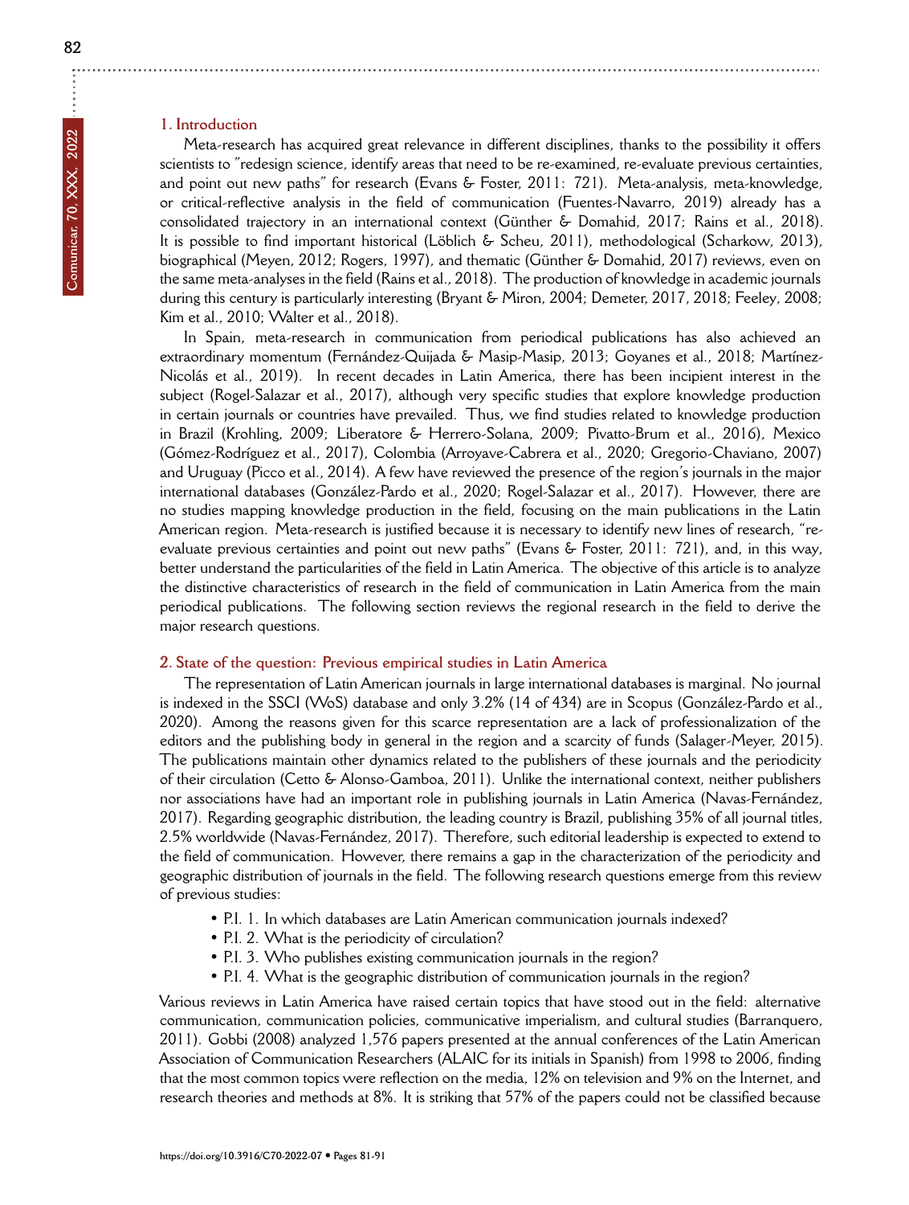## 1. Introduction

Meta-research has acquired great relevance in different disciplines, thanks to the possibility it offers scientists to "redesign science, identify areas that need to be re-examined, re-evaluate previous certainties, and point out new paths" for research (Evans & Foster, 2011: 721). Meta-analysis, meta-knowledge, or critical-reflective analysis in the field of communication (Fuentes-Navarro, 2019) already has a consolidated trajectory in an international context (Günther & Domahid, 2017; Rains et al., 2018). It is possible to find important historical (Löblich & Scheu, 2011), methodological (Scharkow, 2013), biographical (Meyen, 2012; Rogers, 1997), and thematic (Günther & Domahid, 2017) reviews, even on the same meta-analyses in the field (Rains et al., 2018). The production of knowledge in academic journals during this century is particularly interesting (Bryant & Miron, 2004; Demeter, 2017, 2018; Feeley, 2008; Kim et al., 2010; Walter et al., 2018).

In Spain, meta-research in communication from periodical publications has also achieved an extraordinary momentum (Fernández-Quijada & Masip-Masip, 2013; Goyanes et al., 2018; Martínez-Nicolás et al., 2019). In recent decades in Latin America, there has been incipient interest in the subject (Rogel-Salazar et al., 2017), although very specific studies that explore knowledge production in certain journals or countries have prevailed. Thus, we find studies related to knowledge production in Brazil (Krohling, 2009; Liberatore & Herrero-Solana, 2009; Pivatto-Brum et al., 2016), Mexico (Gómez-Rodríguez et al., 2017), Colombia (Arroyave-Cabrera et al., 2020; Gregorio-Chaviano, 2007) and Uruguay (Picco et al., 2014). A few have reviewed the presence of the region's journals in the major international databases (González-Pardo et al., 2020; Rogel-Salazar et al., 2017). However, there are no studies mapping knowledge production in the field, focusing on the main publications in the Latin American region. Meta-research is justified because it is necessary to identify new lines of research, "re-evaluate previous certainties and point out new paths" (Evans & Foster, 2011: 721), and, in this way, better understand the particularities of the field in Latin America. The objective of this article is to analyze the distinctive characteristics of research in the field of communication in Latin America from the main periodical publications. The following section reviews the regional research in the field to derive the major research questions.

## 2. State of the question: Previous empirical studies in Latin America

The representation of Latin American journals in large international databases is marginal. No journal is indexed in the SSCI (WoS) database and only 3.2% (14 of 434) are in Scopus (González-Pardo et al., 2020). Among the reasons given for this scarce representation are a lack of professionalization of the editors and the publishing body in general in the region and a scarcity of funds (Salager-Meyer, 2015). The publications maintain other dynamics related to the publishers of these journals and the periodicity of their circulation (Cetto & Alonso-Gamboa, 2011). Unlike the international context, neither publishers nor associations have had an important role in publishing journals in Latin America (Navas-Fernández, 2017). Regarding geographic distribution, the leading country is Brazil, publishing 35% of all journal titles, 2.5% worldwide (Navas-Fernández, 2017). Therefore, such editorial leadership is expected to extend to the field of communication. However, there remains a gap in the characterization of the periodicity and geographic distribution of journals in the field. The following research questions emerge from this review of previous studies:

- P.I. 1. In which databases are Latin American communication journals indexed?
- P.I. 2. What is the periodicity of circulation?
- P.I. 3. Who publishes existing communication journals in the region?
- P.I. 4. What is the geographic distribution of communication journals in the region?

Various reviews in Latin America have raised certain topics that have stood out in the field: alternative communication, communication policies, communicative imperialism, and cultural studies (Barranquero, 2011). Gobbi (2008) analyzed 1,576 papers presented at the annual conferences of the Latin American Association of Communication Researchers (ALAIC for its initials in Spanish) from 1998 to 2006, finding that the most common topics were reflection on the media, 12% on television and 9% on the Internet, and research theories and methods at 8%. It is striking that 57% of the papers could not be classified because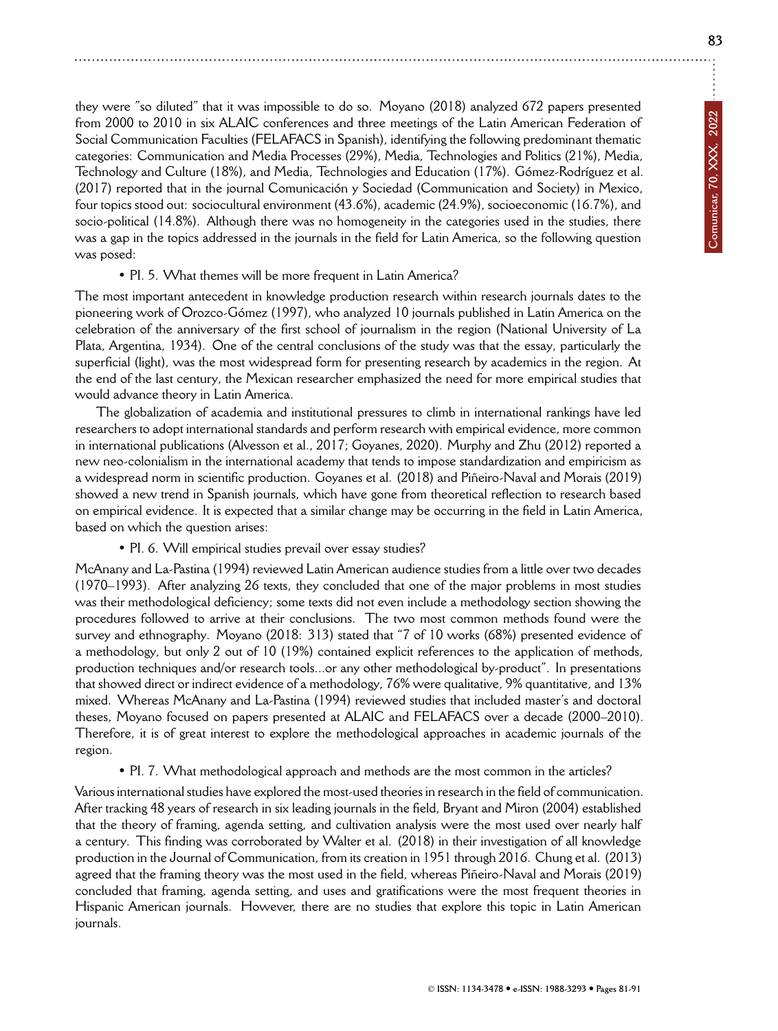they were "so diluted" that it was impossible to do so. Moyano (2018) analyzed 672 papers presented from 2000 to 2010 in six ALAIC conferences and three meetings of the Latin American Federation of Social Communication Faculties (FELAFACS in Spanish), identifying the following predominant thematic categories: Communication and Media Processes (29%), Media, Technologies and Politics (21%), Media, Technology and Culture (18%), and Media, Technologies and Education (17%). Gómez-Rodríguez et al. (2017) reported that in the journal Comunicación y Sociedad (Communication and Society) in Mexico, four topics stood out: sociocultural environment (43.6%), academic (24.9%), socioeconomic (16.7%), and socio-political (14.8%). Although there was no homogeneity in the categories used in the studies, there was a gap in the topics addressed in the journals in the field for Latin America, so the following question was posed:

- PI. 5. What themes will be more frequent in Latin America?

The most important antecedent in knowledge production research within research journals dates to the pioneering work of Orozco-Gómez (1997), who analyzed 10 journals published in Latin America on the celebration of the anniversary of the first school of journalism in the region (National University of La Plata, Argentina, 1934). One of the central conclusions of the study was that the essay, particularly the superficial (light), was the most widespread form for presenting research by academics in the region. At the end of the last century, the Mexican researcher emphasized the need for more empirical studies that would advance theory in Latin America.

The globalization of academia and institutional pressures to climb in international rankings have led researchers to adopt international standards and perform research with empirical evidence, more common in international publications (Alvesson et al., 2017; Goyanes, 2020). Murphy and Zhu (2012) reported a new neo-colonialism in the international academy that tends to impose standardization and empiricism as a widespread norm in scientific production. Goyanes et al. (2018) and Piñeiro-Naval and Morais (2019) showed a new trend in Spanish journals, which have gone from theoretical reflection to research based on empirical evidence. It is expected that a similar change may be occurring in the field in Latin America, based on which the question arises:

- PI. 6. Will empirical studies prevail over essay studies?

McAnany and La-Pastina (1994) reviewed Latin American audience studies from a little over two decades (1970–1993). After analyzing 26 texts, they concluded that one of the major problems in most studies was their methodological deficiency; some texts did not even include a methodology section showing the procedures followed to arrive at their conclusions. The two most common methods found were the survey and ethnography. Moyano (2018: 313) stated that "7 of 10 works (68%) presented evidence of a methodology, but only 2 out of 10 (19%) contained explicit references to the application of methods, production techniques and/or research tools...or any other methodological by-product". In presentations that showed direct or indirect evidence of a methodology, 76% were qualitative, 9% quantitative, and 13% mixed. Whereas McAnany and La-Pastina (1994) reviewed studies that included master's and doctoral theses, Moyano focused on papers presented at ALAIC and FELAFACS over a decade (2000–2010). Therefore, it is of great interest to explore the methodological approaches in academic journals of the region.

- PI. 7. What methodological approach and methods are the most common in the articles?

Various international studies have explored the most-used theories in research in the field of communication. After tracking 48 years of research in six leading journals in the field, Bryant and Miron (2004) established that the theory of framing, agenda setting, and cultivation analysis were the most used over nearly half a century. This finding was corroborated by Walter et al. (2018) in their investigation of all knowledge production in the Journal of Communication, from its creation in 1951 through 2016. Chung et al. (2013) agreed that the framing theory was the most used in the field, whereas Piñeiro-Naval and Morais (2019) concluded that framing, agenda setting, and uses and gratifications were the most frequent theories in Hispanic American journals. However, there are no studies that explore this topic in Latin American journals.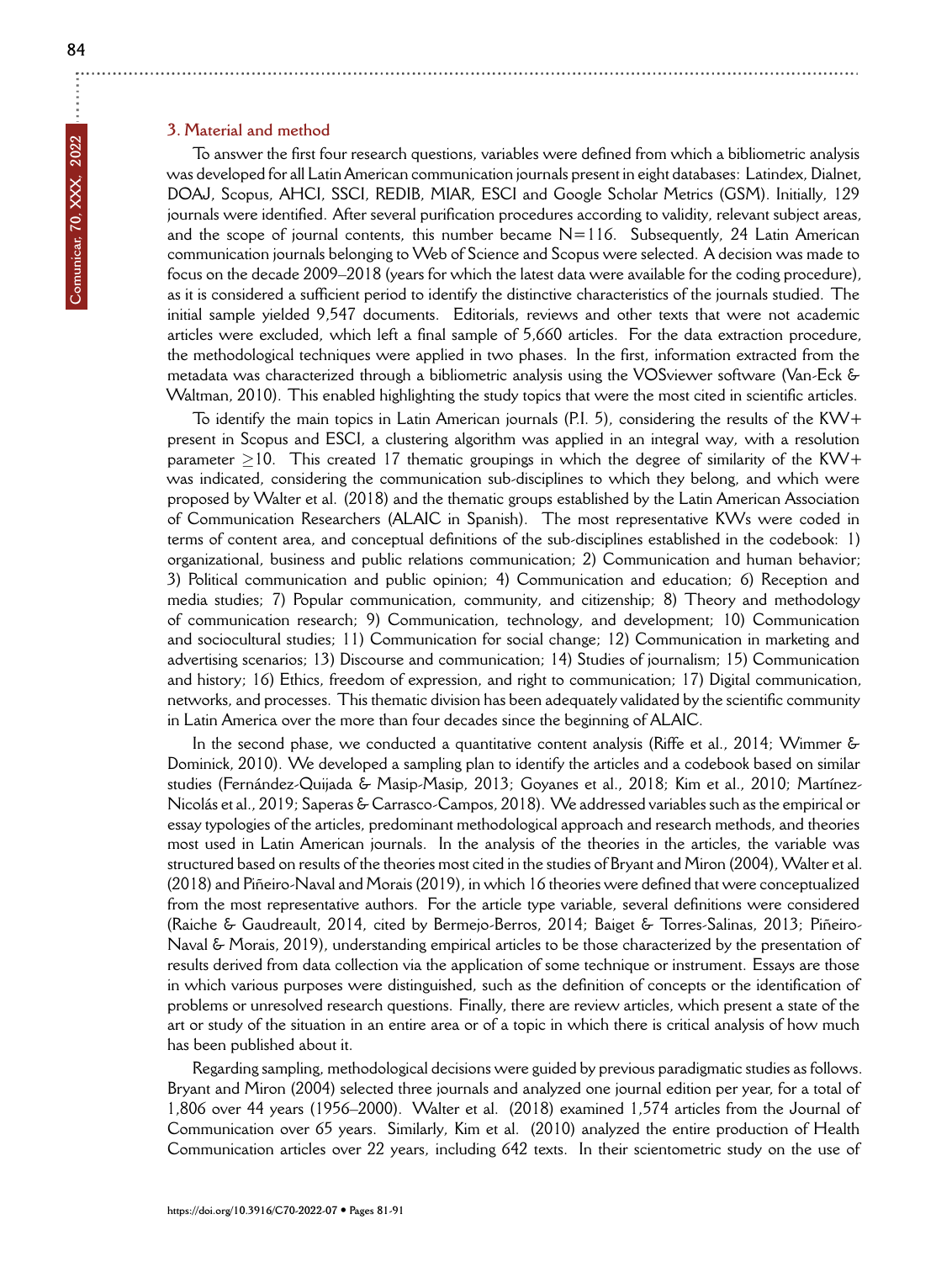### 3. Material and method

To answer the first four research questions, variables were defined from which a bibliometric analysis was developed for all Latin American communication journals present in eight databases: Latindex, Dialnet, DOAJ, Scopus, AHCI, SSCI, REDIB, MIAR, ESCI and Google Scholar Metrics (GSM). Initially, 129 journals were identified. After several purification procedures according to validity, relevant subject areas, and the scope of journal contents, this number became N=116. Subsequently, 24 Latin American communication journals belonging to Web of Science and Scopus were selected. A decision was made to focus on the decade 2009–2018 (years for which the latest data were available for the coding procedure), as it is considered a sufficient period to identify the distinctive characteristics of the journals studied. The initial sample yielded 9,547 documents. Editorials, reviews and other texts that were not academic articles were excluded, which left a final sample of 5,660 articles. For the data extraction procedure, the methodological techniques were applied in two phases. In the first, information extracted from the metadata was characterized through a bibliometric analysis using the VOSviewer software (Van-Eck & Waltman, 2010). This enabled highlighting the study topics that were the most cited in scientific articles.

To identify the main topics in Latin American journals (P.I. 5), considering the results of the KW+ present in Scopus and ESCI, a clustering algorithm was applied in an integral way, with a resolution parameter $\geq 10$. This created 17 thematic groupings in which the degree of similarity of the KW+ was indicated, considering the communication sub-disciplines to which they belong, and which were proposed by Walter et al. (2018) and the thematic groups established by the Latin American Association of Communication Researchers (ALAIC in Spanish). The most representative KWs were coded in terms of content area, and conceptual definitions of the sub-disciplines established in the codebook: 1) organizational, business and public relations communication; 2) Communication and human behavior; 3) Political communication and public opinion; 4) Communication and education; 6) Reception and media studies; 7) Popular communication, community, and citizenship; 8) Theory and methodology of communication research; 9) Communication, technology, and development; 10) Communication and sociocultural studies; 11) Communication for social change; 12) Communication in marketing and advertising scenarios; 13) Discourse and communication; 14) Studies of journalism; 15) Communication and history; 16) Ethics, freedom of expression, and right to communication; 17) Digital communication, networks, and processes. This thematic division has been adequately validated by the scientific community in Latin America over the more than four decades since the beginning of ALAIC.

In the second phase, we conducted a quantitative content analysis (Riffe et al., 2014; Wimmer & Dominick, 2010). We developed a sampling plan to identify the articles and a codebook based on similar studies (Fernández-Quijada & Masip-Masip, 2013; Goyanes et al., 2018; Kim et al., 2010; Martínez-Nicolás et al., 2019; Saperas & Carrasco-Campos, 2018). We addressed variables such as the empirical or essay typologies of the articles, predominant methodological approach and research methods, and theories most used in Latin American journals. In the analysis of the theories in the articles, the variable was structured based on results of the theories most cited in the studies of Bryant and Miron (2004), Walter et al. (2018) and Piñeiro-Naval and Morais (2019), in which 16 theories were defined that were conceptualized from the most representative authors. For the article type variable, several definitions were considered (Raiche & Gaudreault, 2014, cited by Bermejo-Berros, 2014; Baiget & Torres-Salinas, 2013; Piñeiro-Naval & Morais, 2019), understanding empirical articles to be those characterized by the presentation of results derived from data collection via the application of some technique or instrument. Essays are those in which various purposes were distinguished, such as the definition of concepts or the identification of problems or unresolved research questions. Finally, there are review articles, which present a state of the art or study of the situation in an entire area or of a topic in which there is critical analysis of how much has been published about it.

Regarding sampling, methodological decisions were guided by previous paradigmatic studies as follows. Bryant and Miron (2004) selected three journals and analyzed one journal edition per year, for a total of 1,806 over 44 years (1956–2000). Walter et al. (2018) examined 1,574 articles from the Journal of Communication over 65 years. Similarly, Kim et al. (2010) analyzed the entire production of Health Communication articles over 22 years, including 642 texts. In their scientometric study on the use of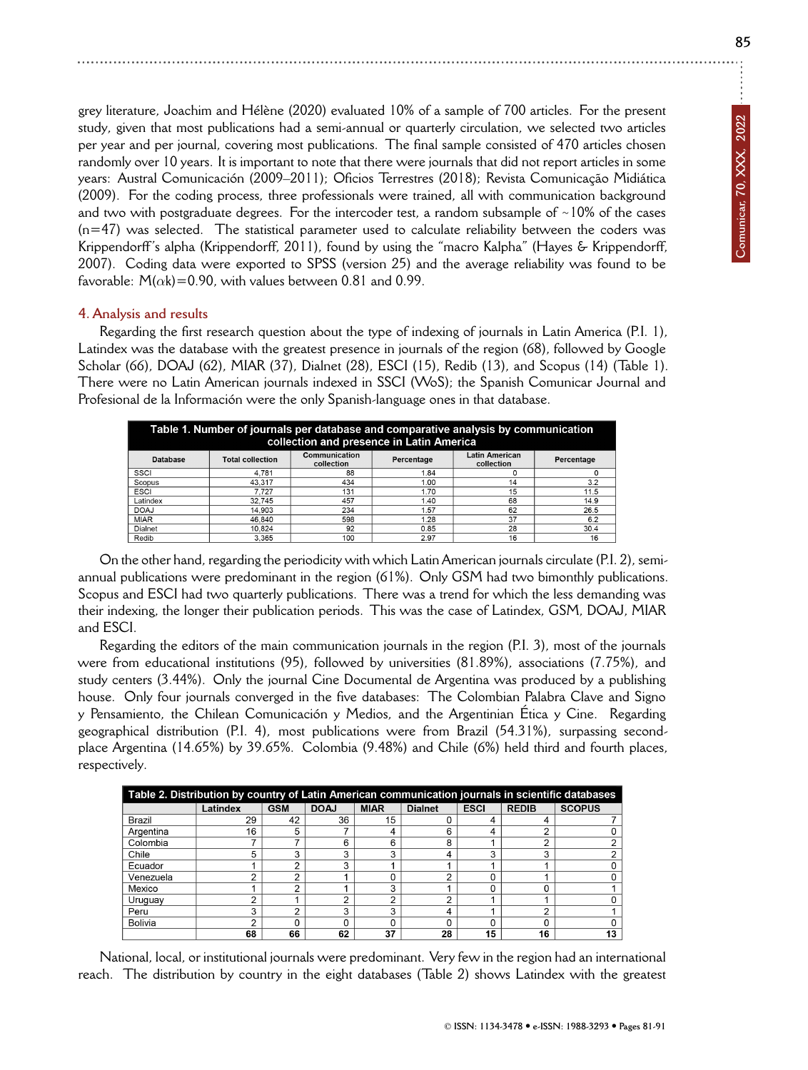grey literature, Joachim and Hélène (2020) evaluated 10% of a sample of 700 articles. For the present study, given that most publications had a semi-annual or quarterly circulation, we selected two articles per year and per journal, covering most publications. The final sample consisted of 470 articles chosen randomly over 10 years. It is important to note that there were journals that did not report articles in some years: Austral Comunicación (2009–2011); Oficios Terrestres (2018); Revista Comunicação Midiática (2009). For the coding process, three professionals were trained, all with communication background and two with postgraduate degrees. For the intercoder test, a random subsample of ~10% of the cases (n=47) was selected. The statistical parameter used to calculate reliability between the coders was Krippendorff's alpha (Krippendorff, 2011), found by using the "macro Kalpha" (Hayes & Krippendorff, 2007). Coding data were exported to SPSS (version 25) and the average reliability was found to be favorable: $M(\alpha k)=0.90$, with values between 0.81 and 0.99.

## 4. Analysis and results

Regarding the first research question about the type of indexing of journals in Latin America (P.I. 1), Latindex was the database with the greatest presence in journals of the region (68), followed by Google Scholar (66), DOAJ (62), MIAR (37), Dialnet (28), ESCI (15), Redib (13), and Scopus (14) (Table 1). There were no Latin American journals indexed in SSCI (WoS); the Spanish Comunicar Journal and Profesional de la Información were the only Spanish-language ones in that database.

**Table 1. Number of journals per database and comparative analysis by communication collection and presence in Latin America**

| Database | Total collection | Communication collection | Percentage | Latin American collection | Percentage |
|---|---|---|---|---|---|
| SSCI | 4,781 | 88 | 1.84 | 0 | 0 |
| Scopus | 43,317 | 434 | 1.00 | 14 | 3.2 |
| ESCI | 7,727 | 131 | 1.70 | 15 | 11.5 |
| Latindex | 32,745 | 457 | 1.40 | 68 | 14.9 |
| DOAJ | 14,903 | 234 | 1.57 | 62 | 26.5 |
| MIAR | 46,840 | 598 | 1.28 | 37 | 6.2 |
| Dialnet | 10,824 | 92 | 0.85 | 28 | 30.4 |
| Redib | 3,365 | 100 | 2.97 | 16 | 16 |

On the other hand, regarding the periodicity with which Latin American journals circulate (P.I. 2), semi-annual publications were predominant in the region (61%). Only GSM had two bimonthly publications. Scopus and ESCI had two quarterly publications. There was a trend for which the less demanding was their indexing, the longer their publication periods. This was the case of Latindex, GSM, DOAJ, MIAR and ESCI.

Regarding the editors of the main communication journals in the region (P.I. 3), most of the journals were from educational institutions (95), followed by universities (81.89%), associations (7.75%), and study centers (3.44%). Only the journal Cine Documental de Argentina was produced by a publishing house. Only four journals converged in the five databases: The Colombian Palabra Clave and Signo y Pensamiento, the Chilean Comunicación y Medios, and the Argentinian Ética y Cine. Regarding geographical distribution (P.I. 4), most publications were from Brazil (54.31%), surpassing second-place Argentina (14.65%) by 39.65%. Colombia (9.48%) and Chile (6%) held third and fourth places, respectively.

**Table 2. Distribution by country of Latin American communication journals in scientific databases**

| | Latindex | GSM | DOAJ | MIAR | Dialnet | ESCI | REDIB | SCOPUS |
|---|---|---|---|---|---|---|---|---|
| Brazil | 29 | 42 | 36 | 15 | 0 | 4 | 4 | 7 |
| Argentina | 16 | 5 | 7 | 4 | 6 | 4 | 2 | 0 |
| Colombia | 7 | 7 | 6 | 6 | 8 | 1 | 2 | 2 |
| Chile | 5 | 3 | 3 | 3 | 4 | 3 | 3 | 2 |
| Ecuador | 1 | 2 | 3 | 1 | 1 | 1 | 1 | 0 |
| Venezuela | 2 | 2 | 1 | 0 | 2 | 0 | 1 | 0 |
| Mexico | 1 | 2 | 1 | 3 | 1 | 0 | 0 | 1 |
| Uruguay | 2 | 1 | 2 | 2 | 2 | 1 | 1 | 0 |
| Peru | 3 | 2 | 3 | 3 | 4 | 1 | 2 | 1 |
| Bolivia | 2 | 0 | 0 | 0 | 0 | 0 | 0 | 0 |
| | **68** | **66** | **62** | **37** | **28** | **15** | **16** | **13** |

National, local, or institutional journals were predominant. Very few in the region had an international reach. The distribution by country in the eight databases (Table 2) shows Latindex with the greatest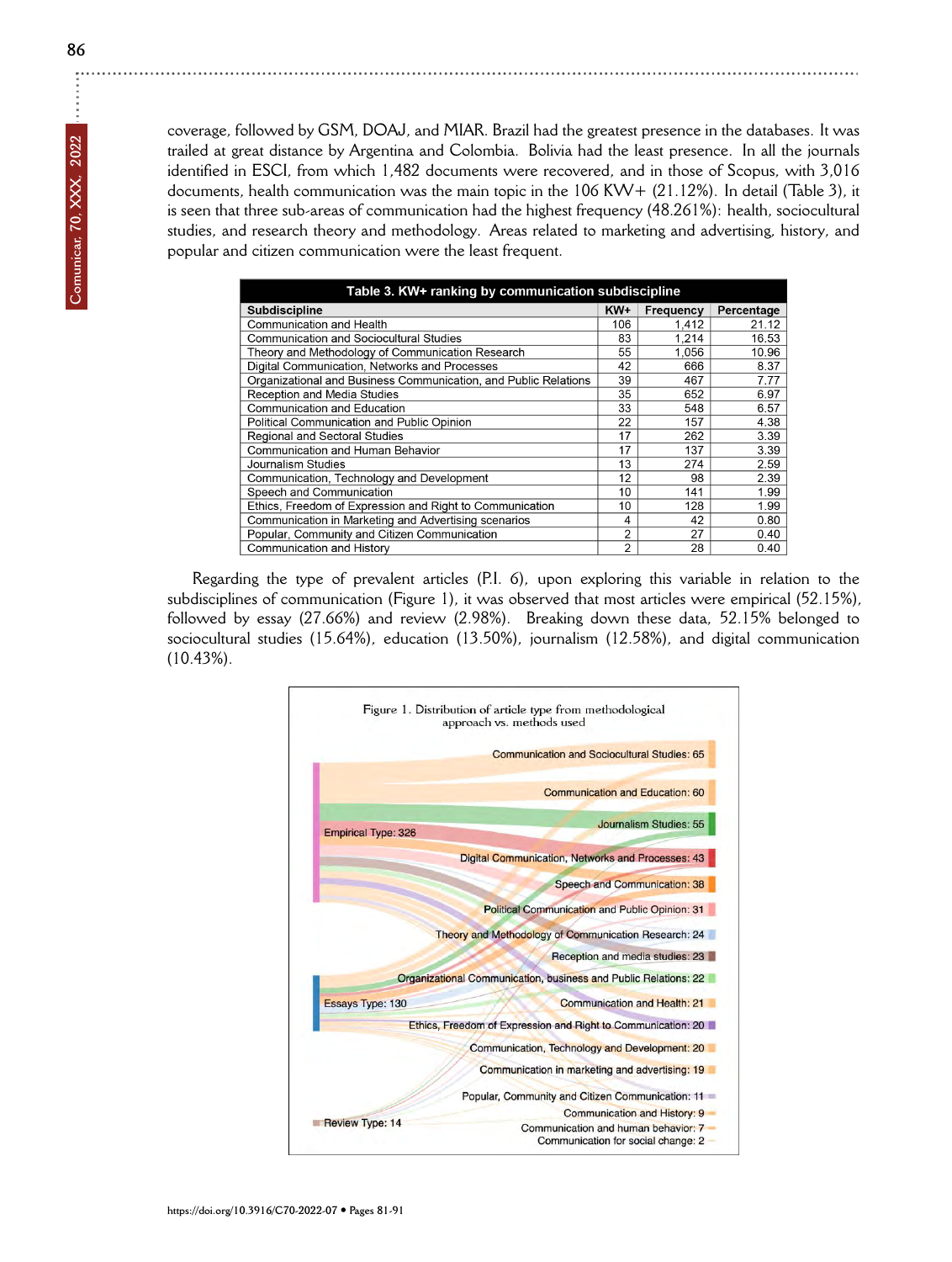coverage, followed by GSM, DOAJ, and MIAR. Brazil had the greatest presence in the databases. It was trailed at great distance by Argentina and Colombia. Bolivia had the least presence. In all the journals identified in ESCI, from which 1,482 documents were recovered, and in those of Scopus, with 3,016 documents, health communication was the main topic in the 106 KW+ (21.12%). In detail (Table 3), it is seen that three sub-areas of communication had the highest frequency (48.261%): health, sociocultural studies, and research theory and methodology. Areas related to marketing and advertising, history, and popular and citizen communication were the least frequent.

**Table 3. KW+ ranking by communication subdiscipline**

| Subdiscipline | KW+ | Frequency | Percentage |
|---|---|---|---|
| Communication and Health | 106 | 1,412 | 21.12 |
| Communication and Sociocultural Studies | 83 | 1,214 | 16.53 |
| Theory and Methodology of Communication Research | 55 | 1,056 | 10.96 |
| Digital Communication, Networks and Processes | 42 | 666 | 8.37 |
| Organizational and Business Communication, and Public Relations | 39 | 467 | 7.77 |
| Reception and Media Studies | 35 | 652 | 6.97 |
| Communication and Education | 33 | 548 | 6.57 |
| Political Communication and Public Opinion | 22 | 157 | 4.38 |
| Regional and Sectoral Studies | 17 | 262 | 3.39 |
| Communication and Human Behavior | 17 | 137 | 3.39 |
| Journalism Studies | 13 | 274 | 2.59 |
| Communication, Technology and Development | 12 | 98 | 2.39 |
| Speech and Communication | 10 | 141 | 1.99 |
| Ethics, Freedom of Expression and Right to Communication | 10 | 128 | 1.99 |
| Communication in Marketing and Advertising scenarios | 4 | 42 | 0.80 |
| Popular, Community and Citizen Communication | 2 | 27 | 0.40 |
| Communication and History | 2 | 28 | 0.40 |

Regarding the type of prevalent articles (P.I. 6), upon exploring this variable in relation to the subdisciplines of communication (Figure 1), it was observed that most articles were empirical (52.15%), followed by essay (27.66%) and review (2.98%). Breaking down these data, 52.15% belonged to sociocultural studies (15.64%), education (13.50%), journalism (12.58%), and digital communication (10.43%).

Figure 1. Distribution of article type from methodological approach vs. methods used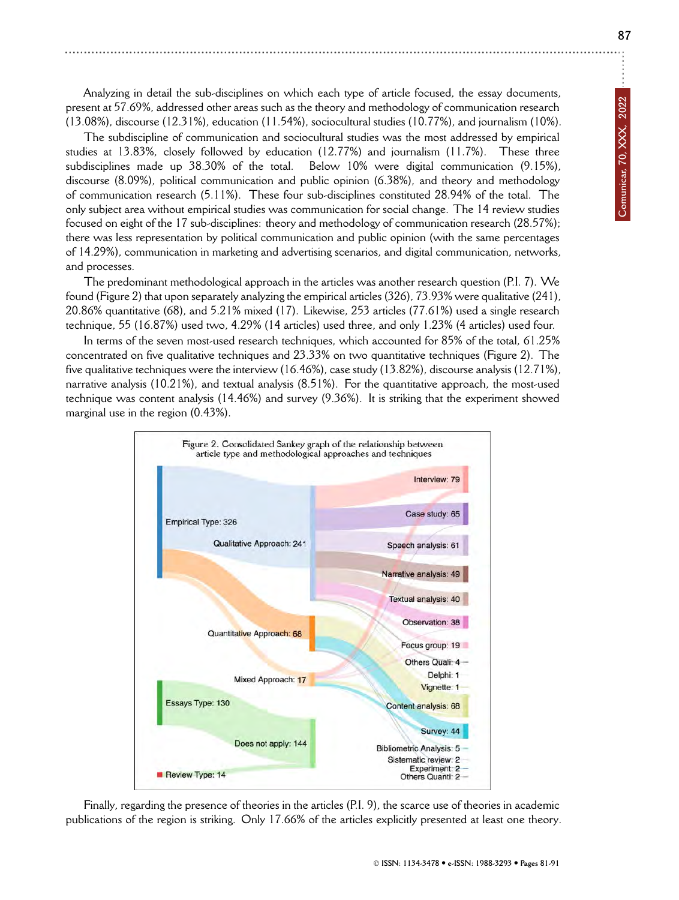Analyzing in detail the sub-disciplines on which each type of article focused, the essay documents, present at 57.69%, addressed other areas such as the theory and methodology of communication research (13.08%), discourse (12.31%), education (11.54%), sociocultural studies (10.77%), and journalism (10%).

The subdiscipline of communication and sociocultural studies was the most addressed by empirical studies at 13.83%, closely followed by education (12.77%) and journalism (11.7%). These three subdisciplines made up 38.30% of the total. Below 10% were digital communication (9.15%), discourse (8.09%), political communication and public opinion (6.38%), and theory and methodology of communication research (5.11%). These four sub-disciplines constituted 28.94% of the total. The only subject area without empirical studies was communication for social change. The 14 review studies focused on eight of the 17 sub-disciplines: theory and methodology of communication research (28.57%); there was less representation by political communication and public opinion (with the same percentages of 14.29%), communication in marketing and advertising scenarios, and digital communication, networks, and processes.

The predominant methodological approach in the articles was another research question (P.I. 7). We found (Figure 2) that upon separately analyzing the empirical articles (326), 73.93% were qualitative (241), 20.86% quantitative (68), and 5.21% mixed (17). Likewise, 253 articles (77.61%) used a single research technique, 55 (16.87%) used two, 4.29% (14 articles) used three, and only 1.23% (4 articles) used four.

In terms of the seven most-used research techniques, which accounted for 85% of the total, 61.25% concentrated on five qualitative techniques and 23.33% on two quantitative techniques (Figure 2). The five qualitative techniques were the interview (16.46%), case study (13.82%), discourse analysis (12.71%), narrative analysis (10.21%), and textual analysis (8.51%). For the quantitative approach, the most-used technique was content analysis (14.46%) and survey (9.36%). It is striking that the experiment showed marginal use in the region (0.43%).

Figure 2. Consolidated Sankey graph of the relationship between article type and methodological approaches and techniques

Empirical Type: 326 · Essays Type: 130 · Review Type: 14 → Qualitative Approach: 241 · Quantitative Approach: 68 · Mixed Approach: 17 · Does not apply: 144 → Interview: 79 · Case study: 65 · Speech analysis: 61 · Narrative analysis: 49 · Textual analysis: 40 · Observation: 38 · Focus group: 19 · Others Quali: 4 · Delphi: 1 · Vignette: 1 · Content analysis: 68 · Survey: 44 · Bibliometric Analysis: 5 · Sistematic review: 2 · Experiment: 2 · Others Quanti: 2

Finally, regarding the presence of theories in the articles (P.I. 9), the scarce use of theories in academic publications of the region is striking. Only 17.66% of the articles explicitly presented at least one theory.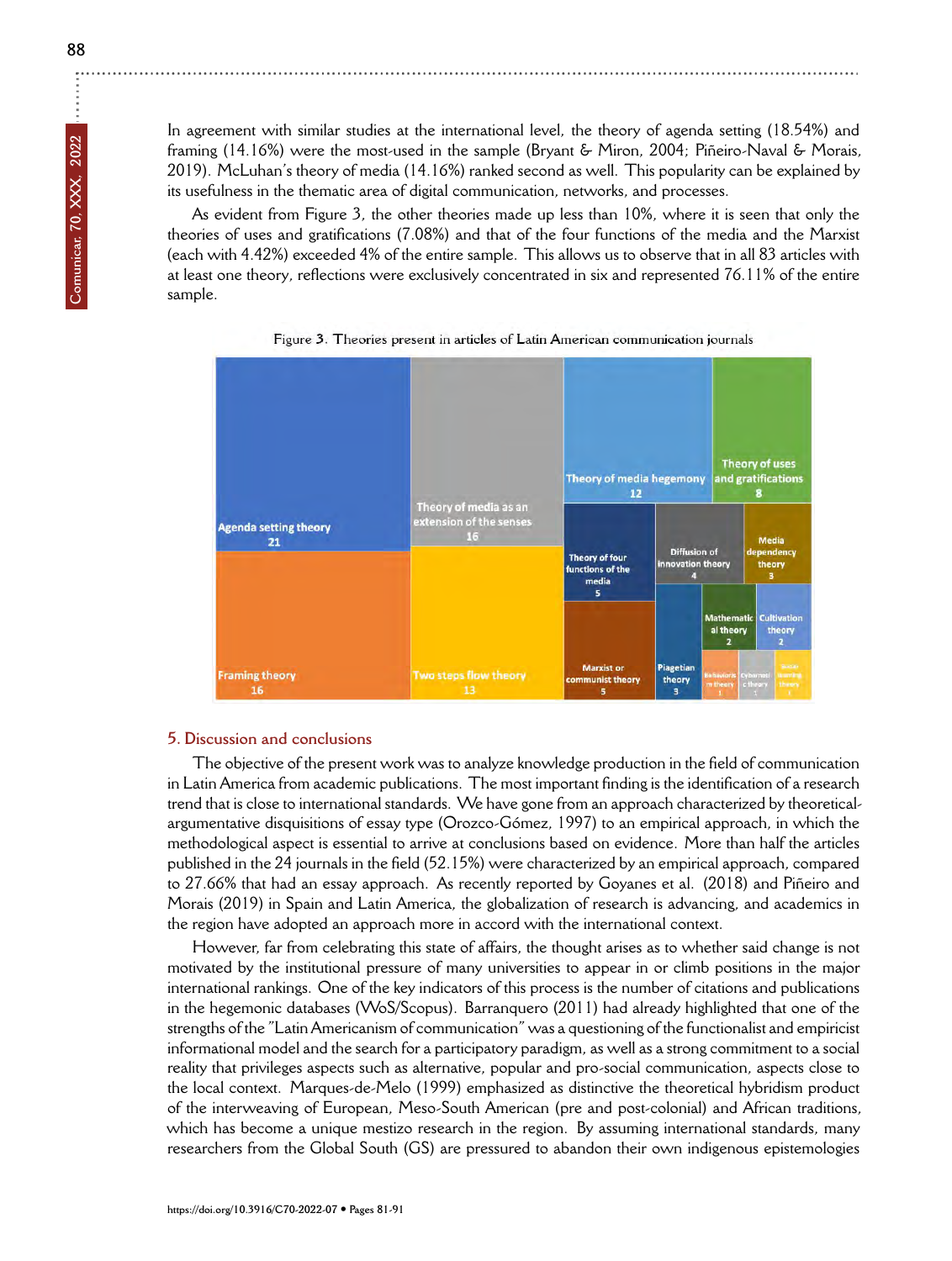In agreement with similar studies at the international level, the theory of agenda setting (18.54%) and framing (14.16%) were the most-used in the sample (Bryant & Miron, 2004; Piñeiro-Naval & Morais, 2019). McLuhan's theory of media (14.16%) ranked second as well. This popularity can be explained by its usefulness in the thematic area of digital communication, networks, and processes.

As evident from Figure 3, the other theories made up less than 10%, where it is seen that only the theories of uses and gratifications (7.08%) and that of the four functions of the media and the Marxist (each with 4.42%) exceeded 4% of the entire sample. This allows us to observe that in all 83 articles with at least one theory, reflections were exclusively concentrated in six and represented 76.11% of the entire sample.

Figure 3. Theories present in articles of Latin American communication journals

## 5. Discussion and conclusions

The objective of the present work was to analyze knowledge production in the field of communication in Latin America from academic publications. The most important finding is the identification of a research trend that is close to international standards. We have gone from an approach characterized by theoretical-argumentative disquisitions of essay type (Orozco-Gómez, 1997) to an empirical approach, in which the methodological aspect is essential to arrive at conclusions based on evidence. More than half the articles published in the 24 journals in the field (52.15%) were characterized by an empirical approach, compared to 27.66% that had an essay approach. As recently reported by Goyanes et al. (2018) and Piñeiro and Morais (2019) in Spain and Latin America, the globalization of research is advancing, and academics in the region have adopted an approach more in accord with the international context.

However, far from celebrating this state of affairs, the thought arises as to whether said change is not motivated by the institutional pressure of many universities to appear in or climb positions in the major international rankings. One of the key indicators of this process is the number of citations and publications in the hegemonic databases (WoS/Scopus). Barranquero (2011) had already highlighted that one of the strengths of the "Latin Americanism of communication" was a questioning of the functionalist and empiricist informational model and the search for a participatory paradigm, as well as a strong commitment to a social reality that privileges aspects such as alternative, popular and pro-social communication, aspects close to the local context. Marques-de-Melo (1999) emphasized as distinctive the theoretical hybridism product of the interweaving of European, Meso-South American (pre and post-colonial) and African traditions, which has become a unique mestizo research in the region. By assuming international standards, many researchers from the Global South (GS) are pressured to abandon their own indigenous epistemologies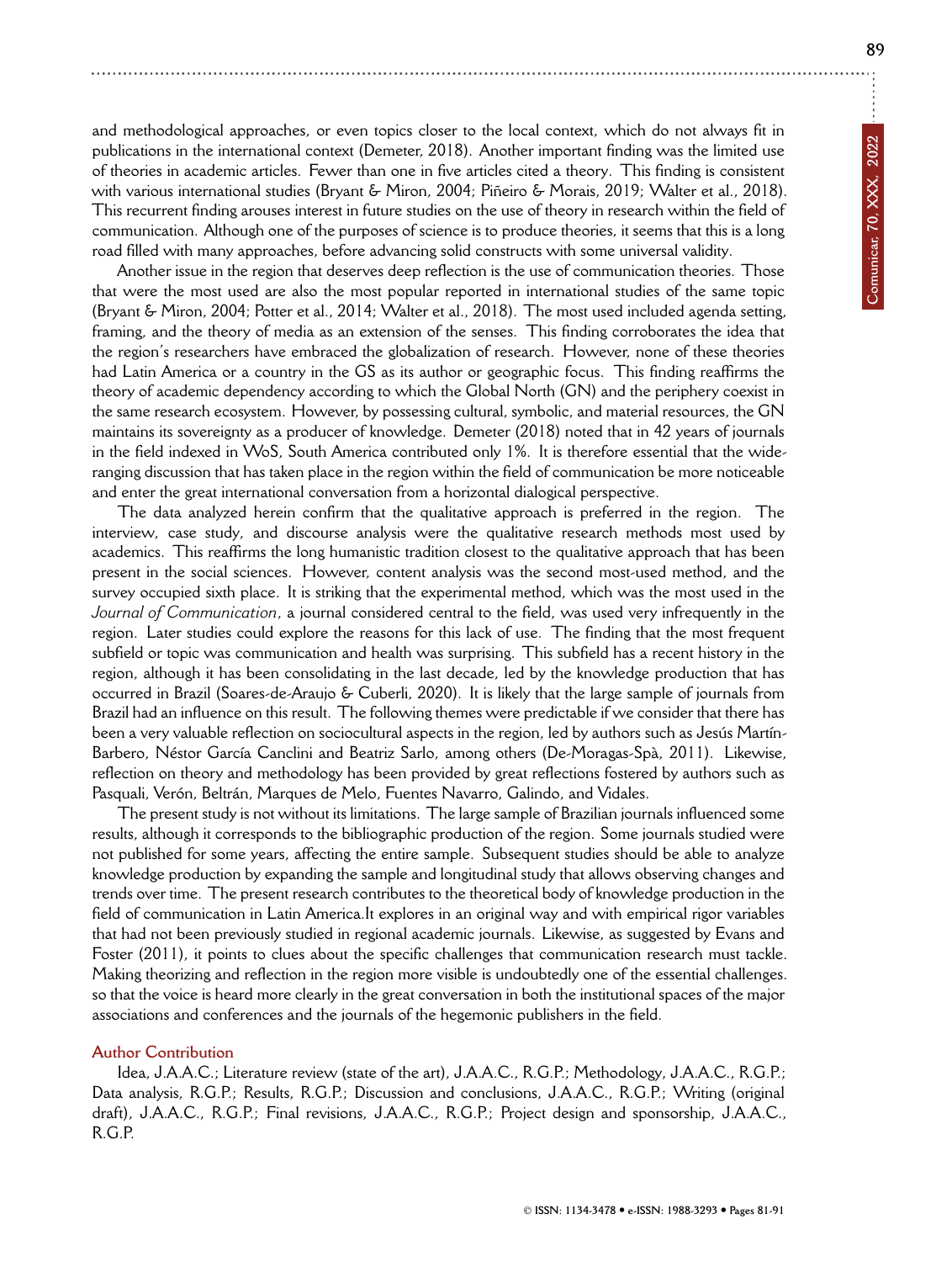and methodological approaches, or even topics closer to the local context, which do not always fit in publications in the international context (Demeter, 2018). Another important finding was the limited use of theories in academic articles. Fewer than one in five articles cited a theory. This finding is consistent with various international studies (Bryant & Miron, 2004; Piñeiro & Morais, 2019; Walter et al., 2018). This recurrent finding arouses interest in future studies on the use of theory in research within the field of communication. Although one of the purposes of science is to produce theories, it seems that this is a long road filled with many approaches, before advancing solid constructs with some universal validity.

Another issue in the region that deserves deep reflection is the use of communication theories. Those that were the most used are also the most popular reported in international studies of the same topic (Bryant & Miron, 2004; Potter et al., 2014; Walter et al., 2018). The most used included agenda setting, framing, and the theory of media as an extension of the senses. This finding corroborates the idea that the region's researchers have embraced the globalization of research. However, none of these theories had Latin America or a country in the GS as its author or geographic focus. This finding reaffirms the theory of academic dependency according to which the Global North (GN) and the periphery coexist in the same research ecosystem. However, by possessing cultural, symbolic, and material resources, the GN maintains its sovereignty as a producer of knowledge. Demeter (2018) noted that in 42 years of journals in the field indexed in WoS, South America contributed only 1%. It is therefore essential that the wide-ranging discussion that has taken place in the region within the field of communication be more noticeable and enter the great international conversation from a horizontal dialogical perspective.

The data analyzed herein confirm that the qualitative approach is preferred in the region. The interview, case study, and discourse analysis were the qualitative research methods most used by academics. This reaffirms the long humanistic tradition closest to the qualitative approach that has been present in the social sciences. However, content analysis was the second most-used method, and the survey occupied sixth place. It is striking that the experimental method, which was the most used in the *Journal of Communication*, a journal considered central to the field, was used very infrequently in the region. Later studies could explore the reasons for this lack of use. The finding that the most frequent subfield or topic was communication and health was surprising. This subfield has a recent history in the region, although it has been consolidating in the last decade, led by the knowledge production that has occurred in Brazil (Soares-de-Araujo & Cuberli, 2020). It is likely that the large sample of journals from Brazil had an influence on this result. The following themes were predictable if we consider that there has been a very valuable reflection on sociocultural aspects in the region, led by authors such as Jesús Martín-Barbero, Néstor García Canclini and Beatriz Sarlo, among others (De-Moragas-Spà, 2011). Likewise, reflection on theory and methodology has been provided by great reflections fostered by authors such as Pasquali, Verón, Beltrán, Marques de Melo, Fuentes Navarro, Galindo, and Vidales.

The present study is not without its limitations. The large sample of Brazilian journals influenced some results, although it corresponds to the bibliographic production of the region. Some journals studied were not published for some years, affecting the entire sample. Subsequent studies should be able to analyze knowledge production by expanding the sample and longitudinal study that allows observing changes and trends over time. The present research contributes to the theoretical body of knowledge production in the field of communication in Latin America.It explores in an original way and with empirical rigor variables that had not been previously studied in regional academic journals. Likewise, as suggested by Evans and Foster (2011), it points to clues about the specific challenges that communication research must tackle. Making theorizing and reflection in the region more visible is undoubtedly one of the essential challenges. so that the voice is heard more clearly in the great conversation in both the institutional spaces of the major associations and conferences and the journals of the hegemonic publishers in the field.

## Author Contribution

Idea, J.A.A.C.; Literature review (state of the art), J.A.A.C., R.G.P.; Methodology, J.A.A.C., R.G.P.; Data analysis, R.G.P.; Results, R.G.P.; Discussion and conclusions, J.A.A.C., R.G.P.; Writing (original draft), J.A.A.C., R.G.P.; Final revisions, J.A.A.C., R.G.P.; Project design and sponsorship, J.A.A.C., R.G.P.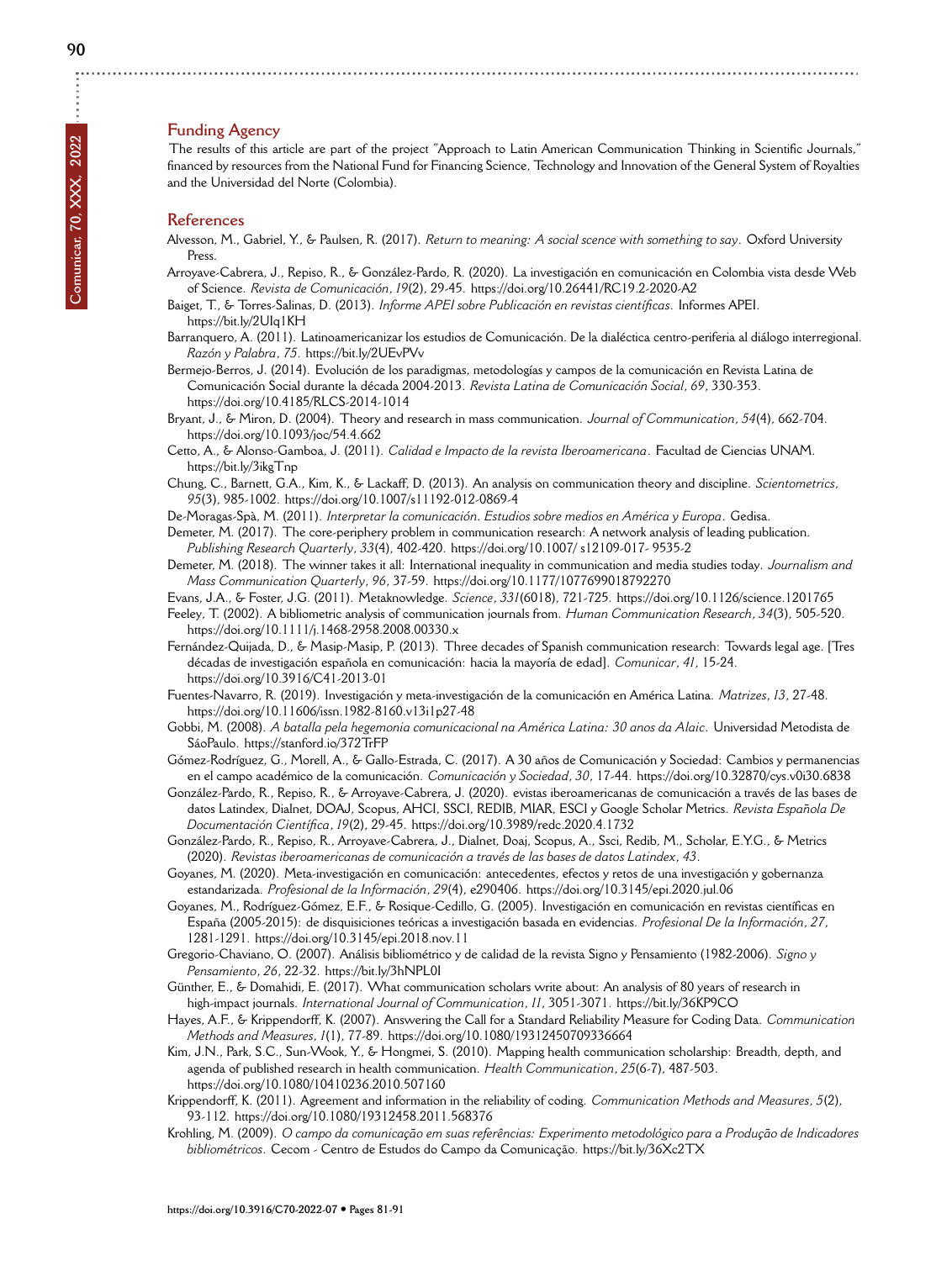## Funding Agency

The results of this article are part of the project "Approach to Latin American Communication Thinking in Scientific Journals," financed by resources from the National Fund for Financing Science, Technology and Innovation of the General System of Royalties and the Universidad del Norte (Colombia).

## References

Alvesson, M., Gabriel, Y., & Paulsen, R. (2017). *Return to meaning: A social scence with something to say*. Oxford University Press.

Arroyave-Cabrera, J., Repiso, R., & González-Pardo, R. (2020). La investigación en comunicación en Colombia vista desde Web of Science. *Revista de Comunicación*, *19*(2), 29-45. https://doi.org/10.26441/RC19.2-2020-A2

Baiget, T., & Torres-Salinas, D. (2013). *Informe APEI sobre Publicación en revistas científicas*. Informes APEI. https://bit.ly/2UIq1KH

Barranquero, A. (2011). Latinoamericanizar los estudios de Comunicación. De la dialéctica centro-periferia al diálogo interregional. *Razón y Palabra*, *75*. https://bit.ly/2UEvPVv

Bermejo-Berros, J. (2014). Evolución de los paradigmas, metodologías y campos de la comunicación en Revista Latina de Comunicación Social durante la década 2004-2013. *Revista Latina de Comunicación Social*, *69*, 330-353. https://doi.org/10.4185/RLCS-2014-1014

Bryant, J., & Miron, D. (2004). Theory and research in mass communication. *Journal of Communication*, *54*(4), 662-704. https://doi.org/10.1093/joc/54.4.662

Cetto, A., & Alonso-Gamboa, J. (2011). *Calidad e Impacto de la revista Iberoamericana*. Facultad de Ciencias UNAM. https://bit.ly/3ikgTnp

Chung, C., Barnett, G.A., Kim, K., & Lackaff, D. (2013). An analysis on communication theory and discipline. *Scientometrics*, *95*(3), 985-1002. https://doi.org/10.1007/s11192-012-0869-4

De-Moragas-Spà, M. (2011). *Interpretar la comunicación. Estudios sobre medios en América y Europa*. Gedisa.

Demeter, M. (2017). The core-periphery problem in communication research: A network analysis of leading publication. *Publishing Research Quarterly*, *33*(4), 402-420. https://doi.org/10.1007/ s12109-017- 9535-2

Demeter, M. (2018). The winner takes it all: International inequality in communication and media studies today. *Journalism and Mass Communication Quarterly*, *96*, 37-59. https://doi.org/10.1177/1077699018792270

Evans, J.A., & Foster, J.G. (2011). Metaknowledge. *Science*, *331*(6018), 721-725. https://doi.org/10.1126/science.1201765

Feeley, T. (2002). A bibliometric analysis of communication journals from. *Human Communication Research*, *34*(3), 505-520. https://doi.org/10.1111/j.1468-2958.2008.00330.x

Fernández-Quijada, D., & Masip-Masip, P. (2013). Three decades of Spanish communication research: Towards legal age. [Tres décadas de investigación española en comunicación: hacia la mayoría de edad]. *Comunicar*, *41*, 15-24. https://doi.org/10.3916/C41-2013-01

Fuentes-Navarro, R. (2019). Investigación y meta-investigación de la comunicación en América Latina. *Matrizes*, *13*, 27-48. https://doi.org/10.11606/issn.1982-8160.v13i1p27-48

Gobbi, M. (2008). *A batalla pela hegemonia comunicacional na América Latina: 30 anos da Alaic*. Universidad Metodista de SáoPaulo. https://stanford.io/372TrFP

Gómez-Rodríguez, G., Morell, A., & Gallo-Estrada, C. (2017). A 30 años de Comunicación y Sociedad: Cambios y permanencias en el campo académico de la comunicación. *Comunicación y Sociedad*, *30*, 17-44. https://doi.org/10.32870/cys.v0i30.6838

González-Pardo, R., Repiso, R., & Arroyave-Cabrera, J. (2020). evistas iberoamericanas de comunicación a través de las bases de datos Latindex, Dialnet, DOAJ, Scopus, AHCI, SSCI, REDIB, MIAR, ESCI y Google Scholar Metrics. *Revista Española De Documentación Científica*, *19*(2), 29-45. https://doi.org/10.3989/redc.2020.4.1732

González-Pardo, R., Repiso, R., Arroyave-Cabrera, J., Dialnet, Doaj, Scopus, A., Ssci, Redib, M., Scholar, E.Y.G., & Metrics (2020). *Revistas iberoamericanas de comunicación a través de las bases de datos Latindex*, *43*.

Goyanes, M. (2020). Meta-investigación en comunicación: antecedentes, efectos y retos de una investigación y gobernanza estandarizada. *Profesional de la Información*, *29*(4), e290406. https://doi.org/10.3145/epi.2020.jul.06

Goyanes, M., Rodríguez-Gómez, E.F., & Rosique-Cedillo, G. (2005). Investigación en comunicación en revistas científicas en España (2005-2015): de disquisiciones teóricas a investigación basada en evidencias. *Profesional De la Información*, *27*, 1281-1291. https://doi.org/10.3145/epi.2018.nov.11

Gregorio-Chaviano, O. (2007). Análisis bibliométrico y de calidad de la revista Signo y Pensamiento (1982-2006). *Signo y Pensamiento*, *26*, 22-32. https://bit.ly/3hNPL0I

Günther, E., & Domahidi, E. (2017). What communication scholars write about: An analysis of 80 years of research in high-impact journals. *International Journal of Communication*, *11*, 3051-3071. https://bit.ly/36KP9CO

Hayes, A.F., & Krippendorff, K. (2007). Answering the Call for a Standard Reliability Measure for Coding Data. *Communication Methods and Measures*, *1*(1), 77-89. https://doi.org/10.1080/19312450709336664

Kim, J.N., Park, S.C., Sun-Wook, Y., & Hongmei, S. (2010). Mapping health communication scholarship: Breadth, depth, and agenda of published research in health communication. *Health Communication*, *25*(6-7), 487-503. https://doi.org/10.1080/10410236.2010.507160

Krippendorff, K. (2011). Agreement and information in the reliability of coding. *Communication Methods and Measures*, *5*(2), 93-112. https://doi.org/10.1080/19312458.2011.568376

Krohling, M. (2009). *O campo da comunicação em suas referências: Experimento metodológico para a Produção de Indicadores bibliométricos.* Cecom - Centro de Estudos do Campo da Comunicação. https://bit.ly/36Xc2TX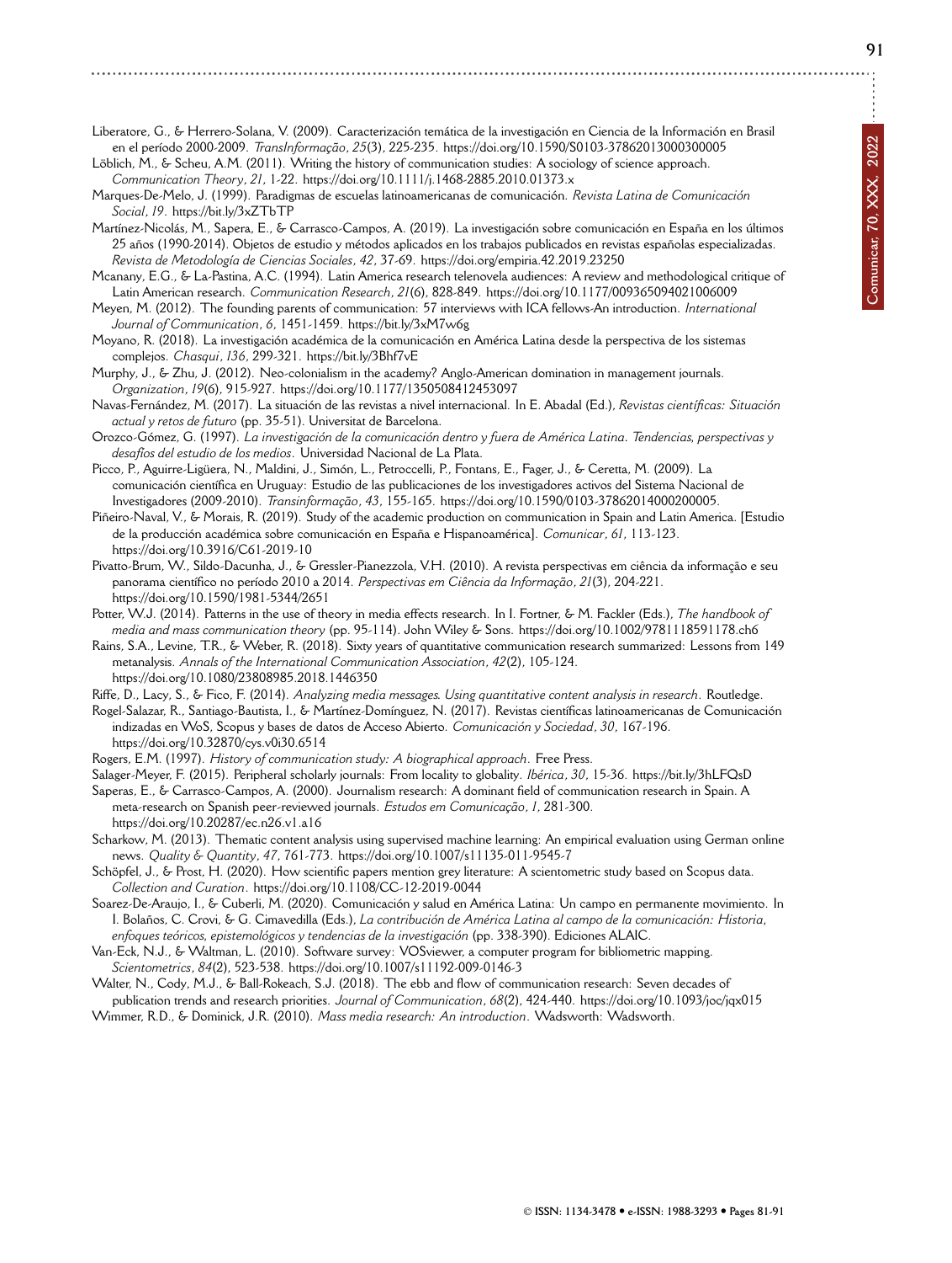Liberatore, G., & Herrero-Solana, V. (2009). Caracterización temática de la investigación en Ciencia de la Información en Brasil en el período 2000-2009. *TransInformação*, *25*(3), 225-235. https://doi.org/10.1590/S0103-37862013000300005

Löblich, M., & Scheu, A.M. (2011). Writing the history of communication studies: A sociology of science approach. *Communication Theory*, *21*, 1-22. https://doi.org/10.1111/j.1468-2885.2010.01373.x

Marques-De-Melo, J. (1999). Paradigmas de escuelas latinoamericanas de comunicación. *Revista Latina de Comunicación Social*, *19*. https://bit.ly/3xZTbTP

Martínez-Nicolás, M., Sapera, E., & Carrasco-Campos, A. (2019). La investigación sobre comunicación en España en los últimos 25 años (1990-2014). Objetos de estudio y métodos aplicados en los trabajos publicados en revistas españolas especializadas. *Revista de Metodología de Ciencias Sociales*, *42*, 37-69. https://doi.org/empiria.42.2019.23250

Mcanany, E.G., & La-Pastina, A.C. (1994). Latin America research telenovela audiences: A review and methodological critique of Latin American research. *Communication Research*, *21*(6), 828-849. https://doi.org/10.1177/009365094021006009

Meyen, M. (2012). The founding parents of communication: 57 interviews with ICA fellows-An introduction. *International Journal of Communication*, *6*, 1451-1459. https://bit.ly/3xM7w6g

Moyano, R. (2018). La investigación académica de la comunicación en América Latina desde la perspectiva de los sistemas complejos. *Chasqui*, *136*, 299-321. https://bit.ly/3Bhf7vE

Murphy, J., & Zhu, J. (2012). Neo-colonialism in the academy? Anglo-American domination in management journals. *Organization*, *19*(6), 915-927. https://doi.org/10.1177/1350508412453097

Navas-Fernández, M. (2017). La situación de las revistas a nivel internacional. In E. Abadal (Ed.), *Revistas científicas: Situación actual y retos de futuro* (pp. 35-51). Universitat de Barcelona.

Orozco-Gómez, G. (1997). *La investigación de la comunicación dentro y fuera de América Latina. Tendencias, perspectivas y desafíos del estudio de los medios*. Universidad Nacional de La Plata.

Picco, P., Aguirre-Ligüera, N., Maldini, J., Simón, L., Petroccelli, P., Fontans, E., Fager, J., & Ceretta, M. (2009). La comunicación científica en Uruguay: Estudio de las publicaciones de los investigadores activos del Sistema Nacional de Investigadores (2009-2010). *Transinformação*, *43*, 155-165. https://doi.org/10.1590/0103-37862014000200005.

Piñeiro-Naval, V., & Morais, R. (2019). Study of the academic production on communication in Spain and Latin America. [Estudio de la producción académica sobre comunicación en España e Hispanoamérica]. *Comunicar*, *61*, 113-123. https://doi.org/10.3916/C61-2019-10

Pivatto-Brum, W., Sildo-Dacunha, J., & Gressler-Pianezzola, V.H. (2010). A revista perspectivas em ciência da informação e seu panorama científico no período 2010 a 2014. *Perspectivas em Ciência da Informação*, *21*(3), 204-221. https://doi.org/10.1590/1981-5344/2651

Potter, W.J. (2014). Patterns in the use of theory in media effects research. In I. Fortner, & M. Fackler (Eds.), *The handbook of media and mass communication theory* (pp. 95-114). John Wiley & Sons. https://doi.org/10.1002/9781118591178.ch6

Rains, S.A., Levine, T.R., & Weber, R. (2018). Sixty years of quantitative communication research summarized: Lessons from 149 metanalysis. *Annals of the International Communication Association*, *42*(2), 105-124. https://doi.org/10.1080/23808985.2018.1446350

Riffe, D., Lacy, S., & Fico, F. (2014). *Analyzing media messages. Using quantitative content analysis in research*. Routledge.

Rogel-Salazar, R., Santiago-Bautista, I., & Martínez-Domínguez, N. (2017). Revistas científicas latinoamericanas de Comunicación indizadas en WoS, Scopus y bases de datos de Acceso Abierto. *Comunicación y Sociedad*, *30*, 167-196. https://doi.org/10.32870/cys.v0i30.6514

Rogers, E.M. (1997). *History of communication study: A biographical approach*. Free Press.

Salager-Meyer, F. (2015). Peripheral scholarly journals: From locality to globality. *Ibérica*, *30*, 15-36. https://bit.ly/3hLFQsD

Saperas, E., & Carrasco-Campos, A. (2000). Journalism research: A dominant field of communication research in Spain. A meta-research on Spanish peer-reviewed journals. *Estudos em Comunicação*, *1*, 281-300. https://doi.org/10.20287/ec.n26.v1.a16

Scharkow, M. (2013). Thematic content analysis using supervised machine learning: An empirical evaluation using German online news. *Quality & Quantity*, *47*, 761-773. https://doi.org/10.1007/s11135-011-9545-7

Schöpfel, J., & Prost, H. (2020). How scientific papers mention grey literature: A scientometric study based on Scopus data. *Collection and Curation*. https://doi.org/10.1108/CC-12-2019-0044

Soarez-De-Araujo, I., & Cuberli, M. (2020). Comunicación y salud en América Latina: Un campo en permanente movimiento. In I. Bolaños, C. Crovi, & G. Cimavedilla (Eds.), *La contribución de América Latina al campo de la comunicación: Historia, enfoques teóricos, epistemológicos y tendencias de la investigación* (pp. 338-390). Ediciones ALAIC.

Van-Eck, N.J., & Waltman, L. (2010). Software survey: VOSviewer, a computer program for bibliometric mapping. *Scientometrics*, *84*(2), 523-538. https://doi.org/10.1007/s11192-009-0146-3

Walter, N., Cody, M.J., & Ball-Rokeach, S.J. (2018). The ebb and flow of communication research: Seven decades of publication trends and research priorities. *Journal of Communication*, *68*(2), 424-440. https://doi.org/10.1093/joc/jqx015

Wimmer, R.D., & Dominick, J.R. (2010). *Mass media research: An introduction*. Wadsworth: Wadsworth.